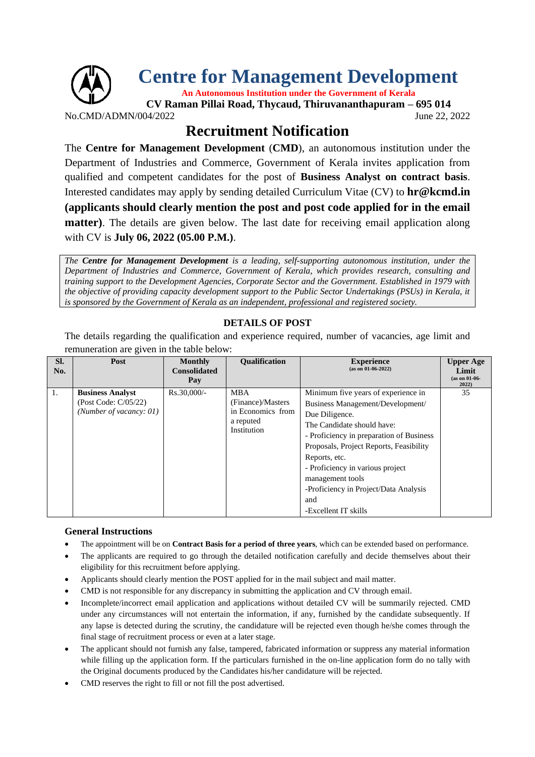# Centre for Management Development

**An Autonomous Institution under the Government of Kerala**

**CV Raman Pillai Road, Thycaud, Thiruvananthapuram – 695 014**

No.CMD/ADMN/004/2022 June 22, 2022

## Recruitment Notification

The **Centre for Management Development** (**CMD**), an autonomous institution under the Department of Industries and Commerce, Government of Kerala invites application from qualified and competent candidates for the post of **Business Analyst on contract basis**. Interested candidates may apply by sending detailed Curriculum Vitae (CV) to **hr@kcmd.in (applicants should clearly mention the post and post code applied for in the email matter)**. The details are given below. The last date for receiving email application along with CV is **July 06, 2022 (05.00 P.M.)**.

*The **Centre for Management Development** is a leading, self-supporting autonomous institution, under the Department of Industries and Commerce, Government of Kerala, which provides research, consulting and training support to the Development Agencies, Corporate Sector and the Government. Established in 1979 with the objective of providing capacity development support to the Public Sector Undertakings (PSUs) in Kerala, it is sponsored by the Government of Kerala as an independent, professional and registered society.*

### DETAILS OF POST

The details regarding the qualification and experience required, number of vacancies, age limit and remuneration are given in the table below:

| Sl. No. | Post | Monthly Consolidated Pay | Qualification | Experience (as on 01-06-2022) | Upper Age Limit (as on 01-06-2022) |
|---|---|---|---|---|---|
| 1. | **Business Analyst** (Post Code: C/05/22) *(Number of vacancy: 01)* | Rs.30,000/- | MBA (Finance)/Masters in Economics from a reputed Institution | Minimum five years of experience in Business Management/Development/ Due Diligence. The Candidate should have: - Proficiency in preparation of Business Proposals, Project Reports, Feasibility Reports, etc. - Proficiency in various project management tools -Proficiency in Project/Data Analysis and -Excellent IT skills | 35 |

### General Instructions

- The appointment will be on **Contract Basis for a period of three years**, which can be extended based on performance.
- The applicants are required to go through the detailed notification carefully and decide themselves about their eligibility for this recruitment before applying.
- Applicants should clearly mention the POST applied for in the mail subject and mail matter.
- CMD is not responsible for any discrepancy in submitting the application and CV through email.
- Incomplete/incorrect email application and applications without detailed CV will be summarily rejected. CMD under any circumstances will not entertain the information, if any, furnished by the candidate subsequently. If any lapse is detected during the scrutiny, the candidature will be rejected even though he/she comes through the final stage of recruitment process or even at a later stage.
- The applicant should not furnish any false, tampered, fabricated information or suppress any material information while filling up the application form. If the particulars furnished in the on-line application form do no tally with the Original documents produced by the Candidates his/her candidature will be rejected.
- CMD reserves the right to fill or not fill the post advertised.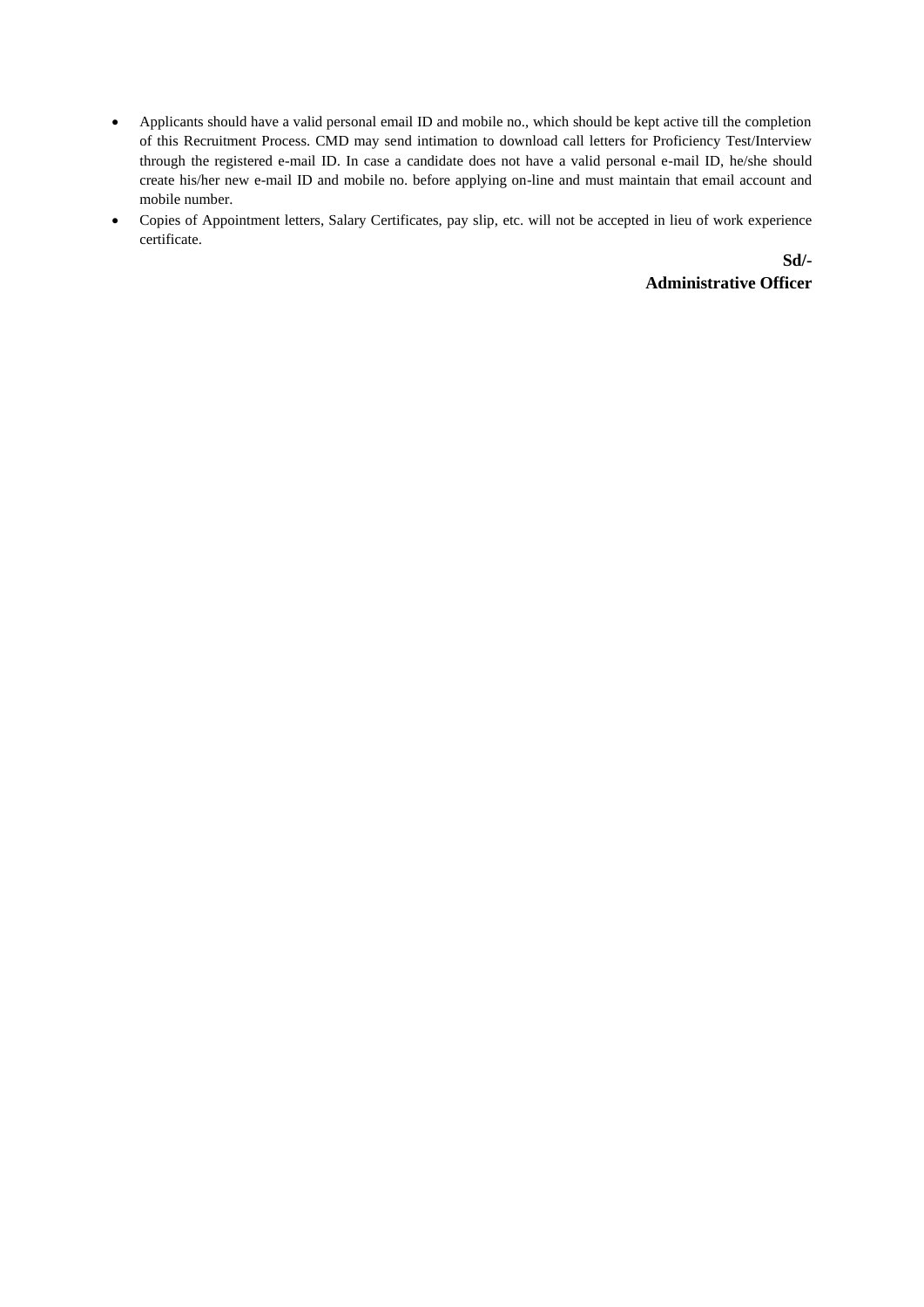- Applicants should have a valid personal email ID and mobile no., which should be kept active till the completion of this Recruitment Process. CMD may send intimation to download call letters for Proficiency Test/Interview through the registered e-mail ID. In case a candidate does not have a valid personal e-mail ID, he/she should create his/her new e-mail ID and mobile no. before applying on-line and must maintain that email account and mobile number.
- Copies of Appointment letters, Salary Certificates, pay slip, etc. will not be accepted in lieu of work experience certificate.

**Sd/-**
**Administrative Officer**